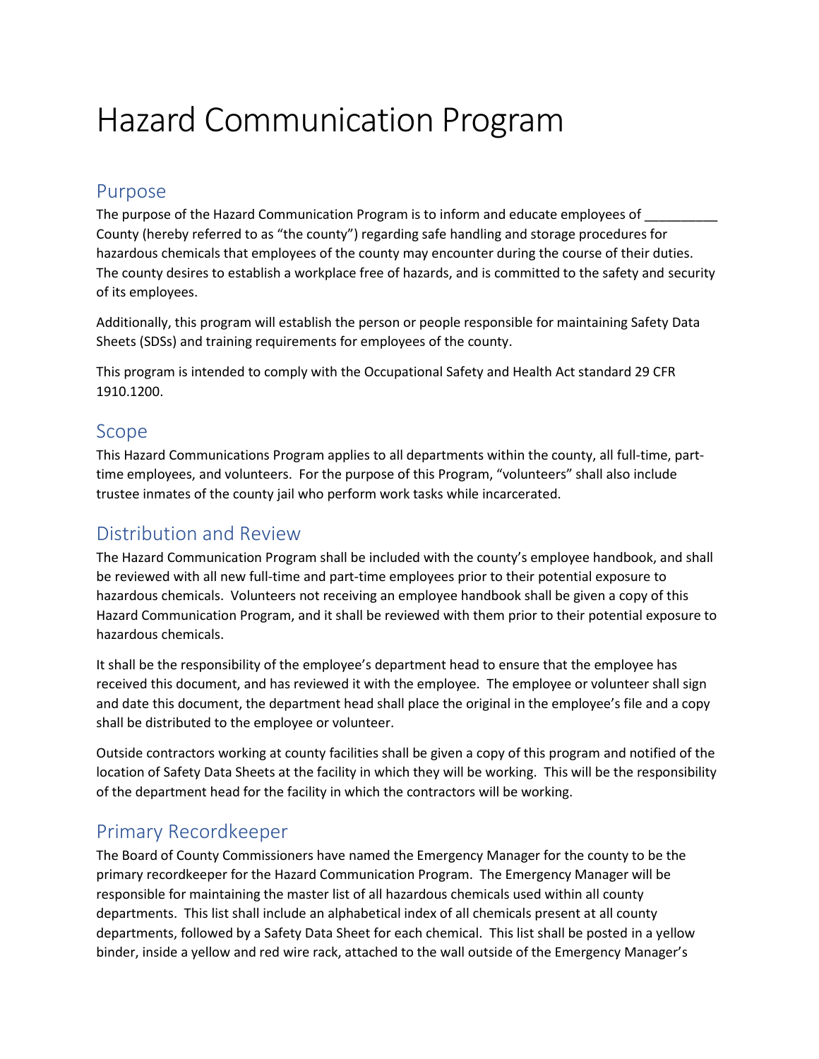# Hazard Communication Program

## Purpose

The purpose of the Hazard Communication Program is to inform and educate employees of __________ County (hereby referred to as "the county") regarding safe handling and storage procedures for hazardous chemicals that employees of the county may encounter during the course of their duties. The county desires to establish a workplace free of hazards, and is committed to the safety and security of its employees.

Additionally, this program will establish the person or people responsible for maintaining Safety Data Sheets (SDSs) and training requirements for employees of the county.

This program is intended to comply with the Occupational Safety and Health Act standard 29 CFR 1910.1200.

## Scope

This Hazard Communications Program applies to all departments within the county, all full-time, part-time employees, and volunteers. For the purpose of this Program, "volunteers" shall also include trustee inmates of the county jail who perform work tasks while incarcerated.

## Distribution and Review

The Hazard Communication Program shall be included with the county's employee handbook, and shall be reviewed with all new full-time and part-time employees prior to their potential exposure to hazardous chemicals. Volunteers not receiving an employee handbook shall be given a copy of this Hazard Communication Program, and it shall be reviewed with them prior to their potential exposure to hazardous chemicals.

It shall be the responsibility of the employee's department head to ensure that the employee has received this document, and has reviewed it with the employee. The employee or volunteer shall sign and date this document, the department head shall place the original in the employee's file and a copy shall be distributed to the employee or volunteer.

Outside contractors working at county facilities shall be given a copy of this program and notified of the location of Safety Data Sheets at the facility in which they will be working. This will be the responsibility of the department head for the facility in which the contractors will be working.

## Primary Recordkeeper

The Board of County Commissioners have named the Emergency Manager for the county to be the primary recordkeeper for the Hazard Communication Program. The Emergency Manager will be responsible for maintaining the master list of all hazardous chemicals used within all county departments. This list shall include an alphabetical index of all chemicals present at all county departments, followed by a Safety Data Sheet for each chemical. This list shall be posted in a yellow binder, inside a yellow and red wire rack, attached to the wall outside of the Emergency Manager's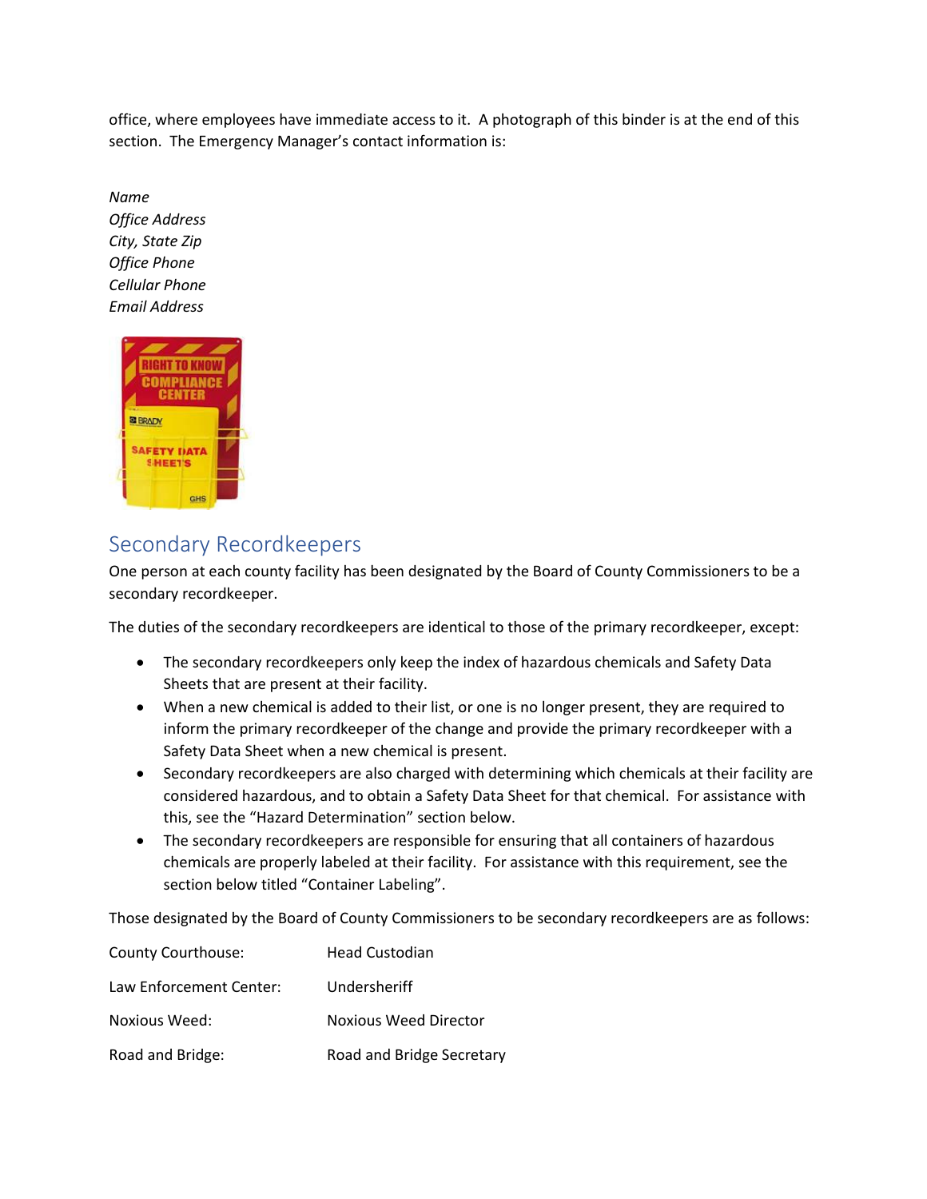office, where employees have immediate access to it. A photograph of this binder is at the end of this section. The Emergency Manager's contact information is:

*Name*
*Office Address*
*City, State Zip*
*Office Phone*
*Cellular Phone*
*Email Address*

## Secondary Recordkeepers

One person at each county facility has been designated by the Board of County Commissioners to be a secondary recordkeeper.

The duties of the secondary recordkeepers are identical to those of the primary recordkeeper, except:

- The secondary recordkeepers only keep the index of hazardous chemicals and Safety Data Sheets that are present at their facility.
- When a new chemical is added to their list, or one is no longer present, they are required to inform the primary recordkeeper of the change and provide the primary recordkeeper with a Safety Data Sheet when a new chemical is present.
- Secondary recordkeepers are also charged with determining which chemicals at their facility are considered hazardous, and to obtain a Safety Data Sheet for that chemical. For assistance with this, see the "Hazard Determination" section below.
- The secondary recordkeepers are responsible for ensuring that all containers of hazardous chemicals are properly labeled at their facility. For assistance with this requirement, see the section below titled "Container Labeling".

Those designated by the Board of County Commissioners to be secondary recordkeepers are as follows:

| | |
|---|---|
| County Courthouse: | Head Custodian |
| Law Enforcement Center: | Undersheriff |
| Noxious Weed: | Noxious Weed Director |
| Road and Bridge: | Road and Bridge Secretary |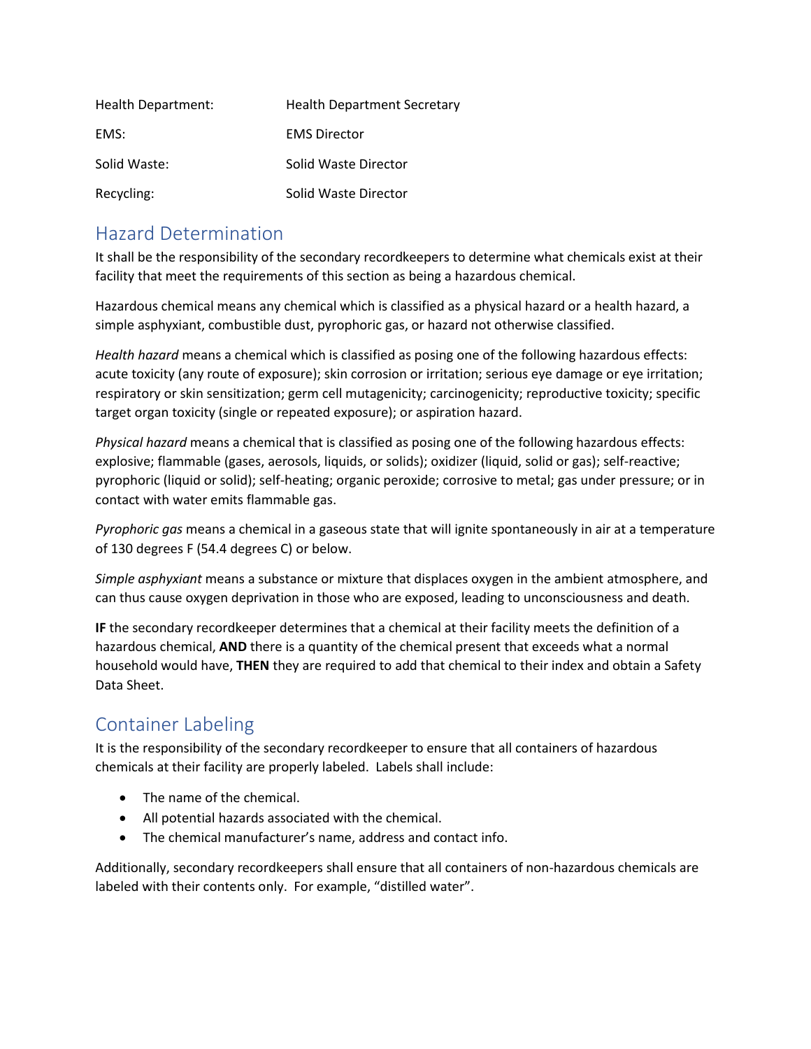| | |
|---|---|
| Health Department: | Health Department Secretary |
| EMS: | EMS Director |
| Solid Waste: | Solid Waste Director |
| Recycling: | Solid Waste Director |

## Hazard Determination

It shall be the responsibility of the secondary recordkeepers to determine what chemicals exist at their facility that meet the requirements of this section as being a hazardous chemical.

Hazardous chemical means any chemical which is classified as a physical hazard or a health hazard, a simple asphyxiant, combustible dust, pyrophoric gas, or hazard not otherwise classified.

*Health hazard* means a chemical which is classified as posing one of the following hazardous effects: acute toxicity (any route of exposure); skin corrosion or irritation; serious eye damage or eye irritation; respiratory or skin sensitization; germ cell mutagenicity; carcinogenicity; reproductive toxicity; specific target organ toxicity (single or repeated exposure); or aspiration hazard.

*Physical hazard* means a chemical that is classified as posing one of the following hazardous effects: explosive; flammable (gases, aerosols, liquids, or solids); oxidizer (liquid, solid or gas); self-reactive; pyrophoric (liquid or solid); self-heating; organic peroxide; corrosive to metal; gas under pressure; or in contact with water emits flammable gas.

*Pyrophoric gas* means a chemical in a gaseous state that will ignite spontaneously in air at a temperature of 130 degrees F (54.4 degrees C) or below.

*Simple asphyxiant* means a substance or mixture that displaces oxygen in the ambient atmosphere, and can thus cause oxygen deprivation in those who are exposed, leading to unconsciousness and death.

**IF** the secondary recordkeeper determines that a chemical at their facility meets the definition of a hazardous chemical, **AND** there is a quantity of the chemical present that exceeds what a normal household would have, **THEN** they are required to add that chemical to their index and obtain a Safety Data Sheet.

## Container Labeling

It is the responsibility of the secondary recordkeeper to ensure that all containers of hazardous chemicals at their facility are properly labeled. Labels shall include:

- The name of the chemical.
- All potential hazards associated with the chemical.
- The chemical manufacturer's name, address and contact info.

Additionally, secondary recordkeepers shall ensure that all containers of non-hazardous chemicals are labeled with their contents only. For example, "distilled water".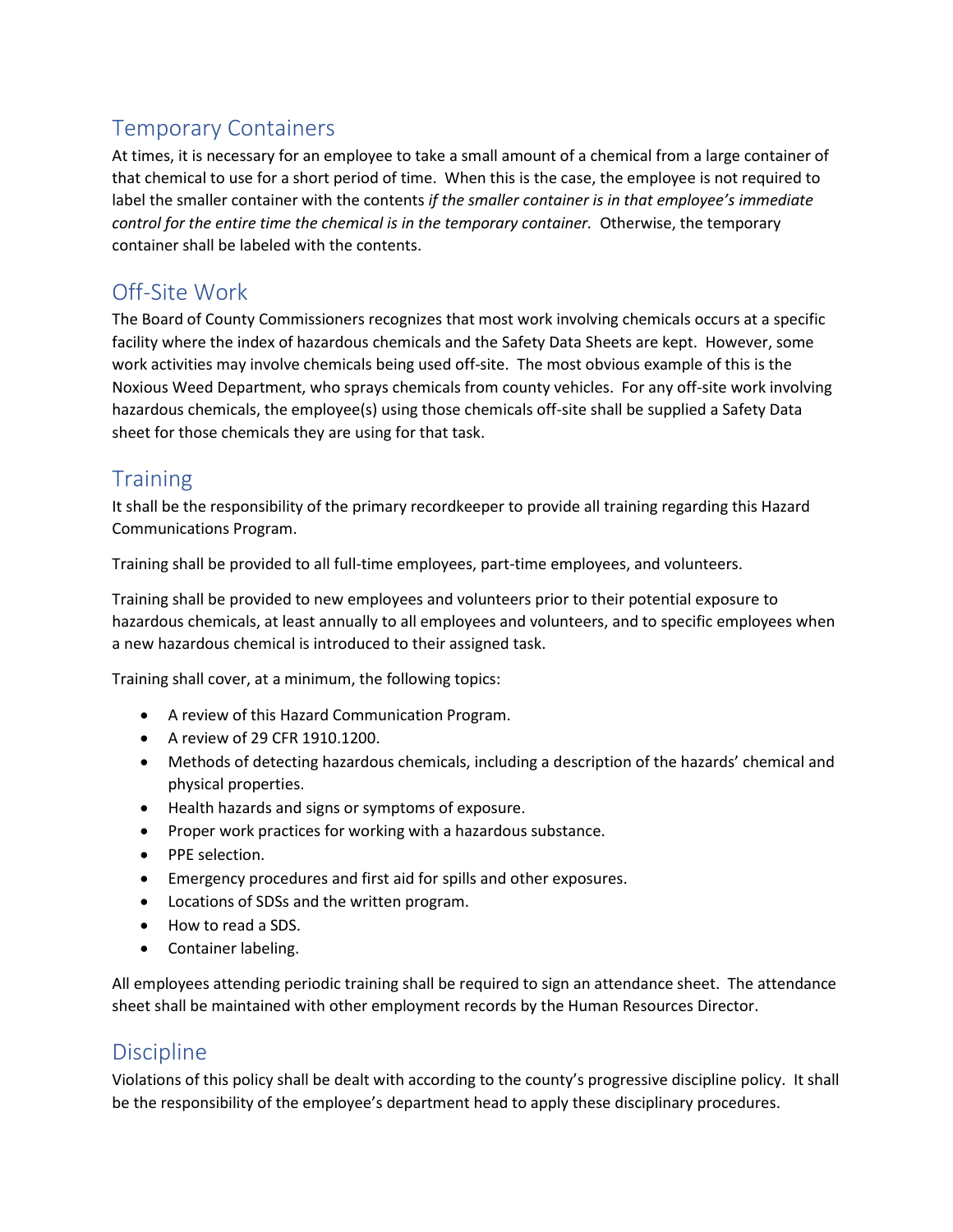## Temporary Containers

At times, it is necessary for an employee to take a small amount of a chemical from a large container of that chemical to use for a short period of time. When this is the case, the employee is not required to label the smaller container with the contents *if the smaller container is in that employee's immediate control for the entire time the chemical is in the temporary container.* Otherwise, the temporary container shall be labeled with the contents.

## Off-Site Work

The Board of County Commissioners recognizes that most work involving chemicals occurs at a specific facility where the index of hazardous chemicals and the Safety Data Sheets are kept. However, some work activities may involve chemicals being used off-site. The most obvious example of this is the Noxious Weed Department, who sprays chemicals from county vehicles. For any off-site work involving hazardous chemicals, the employee(s) using those chemicals off-site shall be supplied a Safety Data sheet for those chemicals they are using for that task.

## Training

It shall be the responsibility of the primary recordkeeper to provide all training regarding this Hazard Communications Program.

Training shall be provided to all full-time employees, part-time employees, and volunteers.

Training shall be provided to new employees and volunteers prior to their potential exposure to hazardous chemicals, at least annually to all employees and volunteers, and to specific employees when a new hazardous chemical is introduced to their assigned task.

Training shall cover, at a minimum, the following topics:

- A review of this Hazard Communication Program.
- A review of 29 CFR 1910.1200.
- Methods of detecting hazardous chemicals, including a description of the hazards' chemical and physical properties.
- Health hazards and signs or symptoms of exposure.
- Proper work practices for working with a hazardous substance.
- PPE selection.
- Emergency procedures and first aid for spills and other exposures.
- Locations of SDSs and the written program.
- How to read a SDS.
- Container labeling.

All employees attending periodic training shall be required to sign an attendance sheet. The attendance sheet shall be maintained with other employment records by the Human Resources Director.

## Discipline

Violations of this policy shall be dealt with according to the county's progressive discipline policy. It shall be the responsibility of the employee's department head to apply these disciplinary procedures.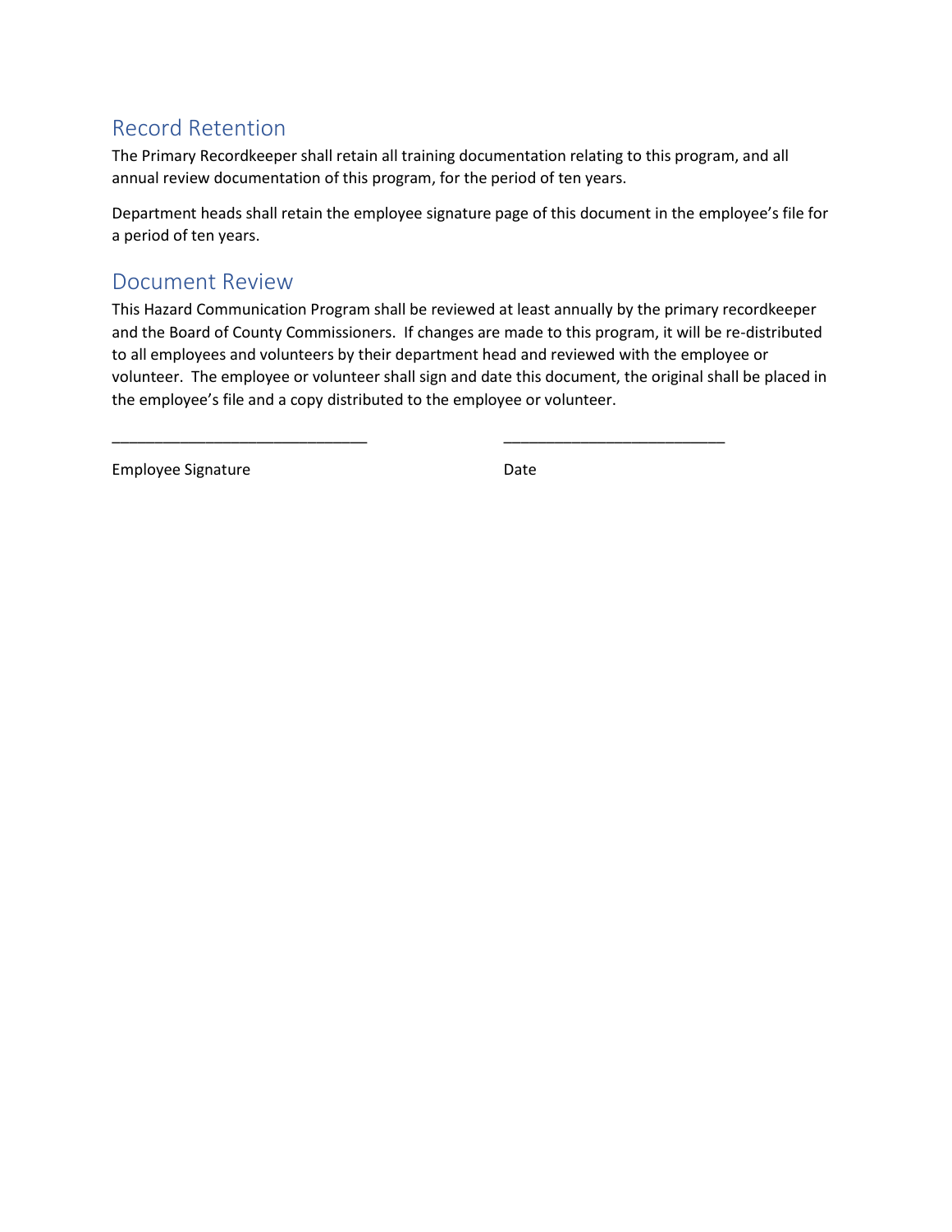## Record Retention

The Primary Recordkeeper shall retain all training documentation relating to this program, and all annual review documentation of this program, for the period of ten years.

Department heads shall retain the employee signature page of this document in the employee's file for a period of ten years.

## Document Review

This Hazard Communication Program shall be reviewed at least annually by the primary recordkeeper and the Board of County Commissioners. If changes are made to this program, it will be re-distributed to all employees and volunteers by their department head and reviewed with the employee or volunteer. The employee or volunteer shall sign and date this document, the original shall be placed in the employee's file and a copy distributed to the employee or volunteer.

_______________________________ ___________________________

Employee Signature Date